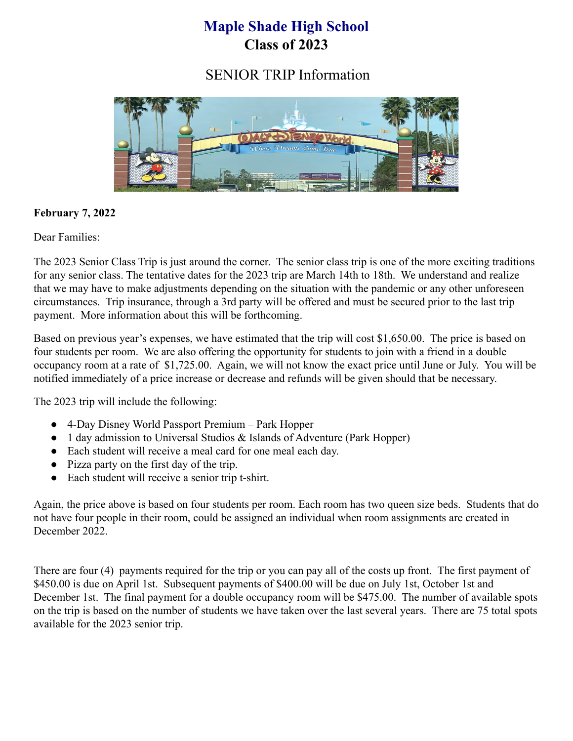# Maple Shade High School
## Class of 2023

## SENIOR TRIP Information

**February 7, 2022**

Dear Families:

The 2023 Senior Class Trip is just around the corner. The senior class trip is one of the more exciting traditions for any senior class. The tentative dates for the 2023 trip are March 14th to 18th. We understand and realize that we may have to make adjustments depending on the situation with the pandemic or any other unforeseen circumstances. Trip insurance, through a 3rd party will be offered and must be secured prior to the last trip payment. More information about this will be forthcoming.

Based on previous year's expenses, we have estimated that the trip will cost $1,650.00. The price is based on four students per room. We are also offering the opportunity for students to join with a friend in a double occupancy room at a rate of $1,725.00. Again, we will not know the exact price until June or July. You will be notified immediately of a price increase or decrease and refunds will be given should that be necessary.

The 2023 trip will include the following:

- 4-Day Disney World Passport Premium – Park Hopper
- 1 day admission to Universal Studios & Islands of Adventure (Park Hopper)
- Each student will receive a meal card for one meal each day.
- Pizza party on the first day of the trip.
- Each student will receive a senior trip t-shirt.

Again, the price above is based on four students per room. Each room has two queen size beds. Students that do not have four people in their room, could be assigned an individual when room assignments are created in December 2022.

There are four (4) payments required for the trip or you can pay all of the costs up front. The first payment of $450.00 is due on April 1st. Subsequent payments of $400.00 will be due on July 1st, October 1st and December 1st. The final payment for a double occupancy room will be $475.00. The number of available spots on the trip is based on the number of students we have taken over the last several years. There are 75 total spots available for the 2023 senior trip.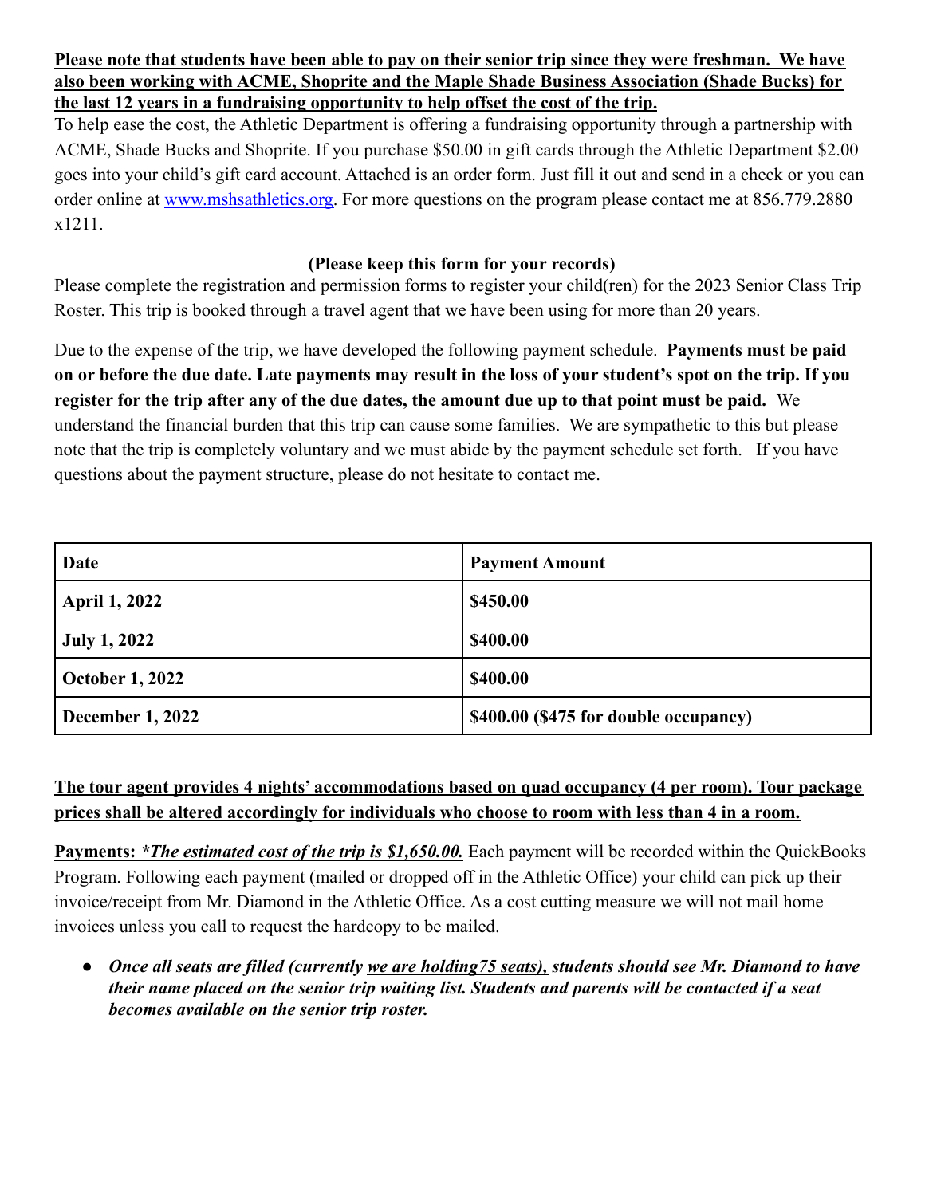**Please note that students have been able to pay on their senior trip since they were freshman. We have also been working with ACME, Shoprite and the Maple Shade Business Association (Shade Bucks) for the last 12 years in a fundraising opportunity to help offset the cost of the trip.**

To help ease the cost, the Athletic Department is offering a fundraising opportunity through a partnership with ACME, Shade Bucks and Shoprite. If you purchase $50.00 in gift cards through the Athletic Department $2.00 goes into your child's gift card account. Attached is an order form. Just fill it out and send in a check or you can order online at [www.mshsathletics.org](http://www.mshsathletics.org). For more questions on the program please contact me at 856.779.2880 x1211.

**(Please keep this form for your records)**

Please complete the registration and permission forms to register your child(ren) for the 2023 Senior Class Trip Roster. This trip is booked through a travel agent that we have been using for more than 20 years.

Due to the expense of the trip, we have developed the following payment schedule. **Payments must be paid on or before the due date. Late payments may result in the loss of your student's spot on the trip. If you register for the trip after any of the due dates, the amount due up to that point must be paid.** We understand the financial burden that this trip can cause some families. We are sympathetic to this but please note that the trip is completely voluntary and we must abide by the payment schedule set forth. If you have questions about the payment structure, please do not hesitate to contact me.

| Date | Payment Amount |
|---|---|
| **April 1, 2022** | **$450.00** |
| **July 1, 2022** | **$400.00** |
| **October 1, 2022** | **$400.00** |
| **December 1, 2022** | **$400.00 ($475 for double occupancy)** |

**The tour agent provides 4 nights' accommodations based on quad occupancy (4 per room). Tour package prices shall be altered accordingly for individuals who choose to room with less than 4 in a room.**

**Payments:** ***\*The estimated cost of the trip is $1,650.00.*** Each payment will be recorded within the QuickBooks Program. Following each payment (mailed or dropped off in the Athletic Office) your child can pick up their invoice/receipt from Mr. Diamond in the Athletic Office. As a cost cutting measure we will not mail home invoices unless you call to request the hardcopy to be mailed.

- ***Once all seats are filled (currently we are holding75 seats), students should see Mr. Diamond to have their name placed on the senior trip waiting list. Students and parents will be contacted if a seat becomes available on the senior trip roster.***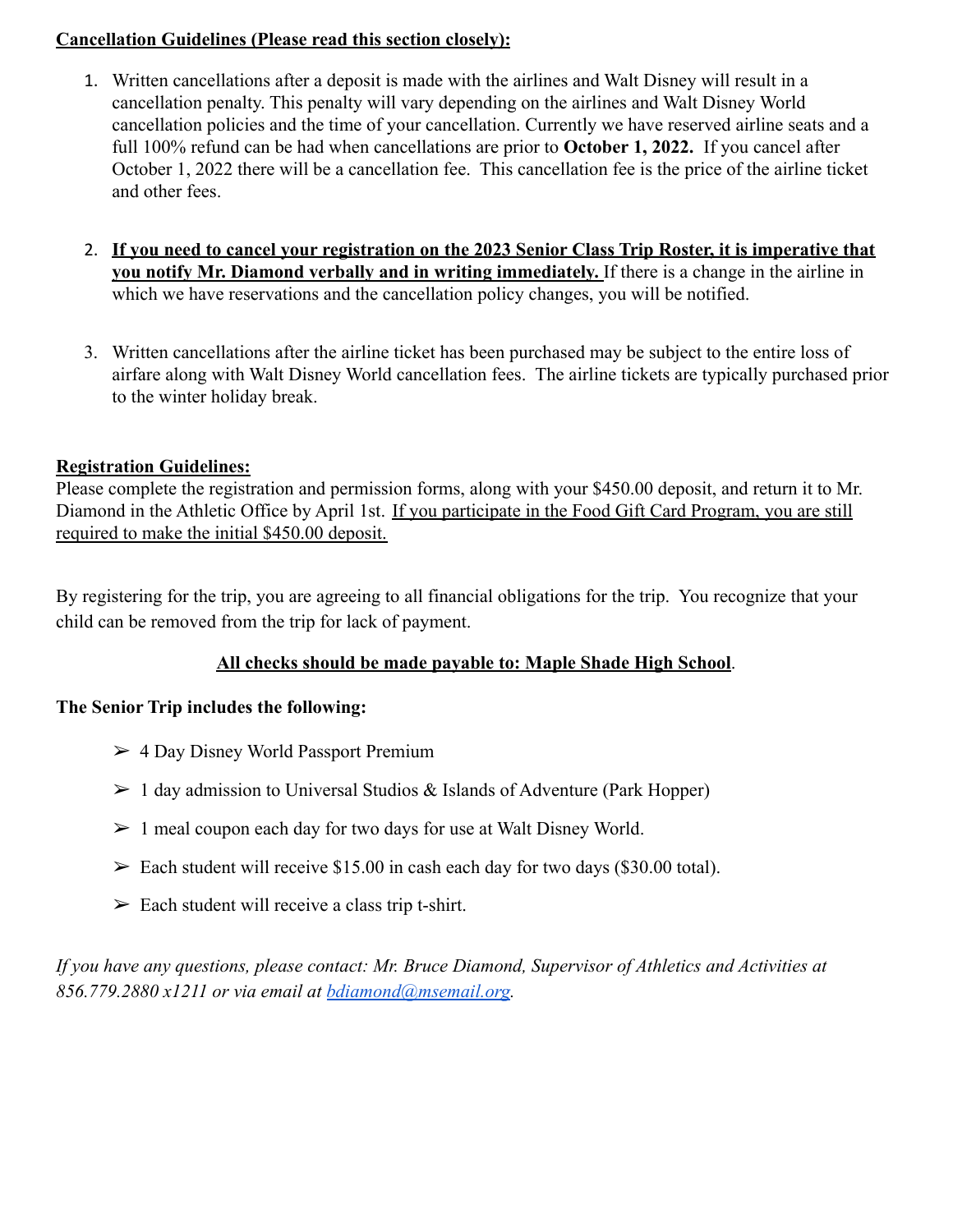**Cancellation Guidelines (Please read this section closely):**

1. Written cancellations after a deposit is made with the airlines and Walt Disney will result in a cancellation penalty. This penalty will vary depending on the airlines and Walt Disney World cancellation policies and the time of your cancellation. Currently we have reserved airline seats and a full 100% refund can be had when cancellations are prior to **October 1, 2022.** If you cancel after October 1, 2022 there will be a cancellation fee. This cancellation fee is the price of the airline ticket and other fees.

2. **If you need to cancel your registration on the 2023 Senior Class Trip Roster, it is imperative that you notify Mr. Diamond verbally and in writing immediately.** If there is a change in the airline in which we have reservations and the cancellation policy changes, you will be notified.

3. Written cancellations after the airline ticket has been purchased may be subject to the entire loss of airfare along with Walt Disney World cancellation fees. The airline tickets are typically purchased prior to the winter holiday break.

**Registration Guidelines:**

Please complete the registration and permission forms, along with your $450.00 deposit, and return it to Mr. Diamond in the Athletic Office by April 1st. If you participate in the Food Gift Card Program, you are still required to make the initial $450.00 deposit.

By registering for the trip, you are agreeing to all financial obligations for the trip. You recognize that your child can be removed from the trip for lack of payment.

**All checks should be made payable to: Maple Shade High School**.

**The Senior Trip includes the following:**

- 4 Day Disney World Passport Premium
- 1 day admission to Universal Studios & Islands of Adventure (Park Hopper)
- 1 meal coupon each day for two days for use at Walt Disney World.
- Each student will receive $15.00 in cash each day for two days ($30.00 total).
- Each student will receive a class trip t-shirt.

*If you have any questions, please contact: Mr. Bruce Diamond, Supervisor of Athletics and Activities at 856.779.2880 x1211 or via email at bdiamond@msemail.org.*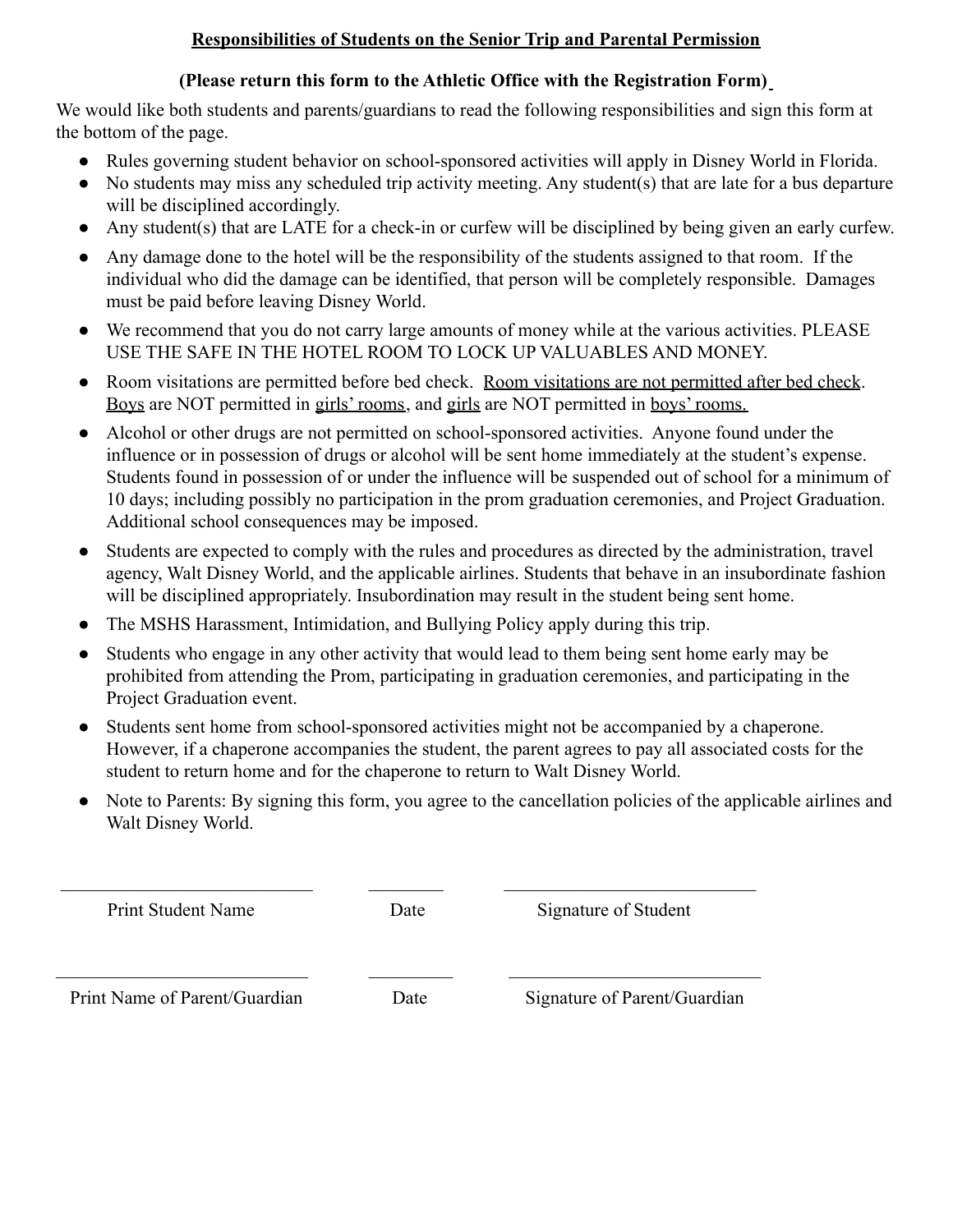**<u>Responsibilities of Students on the Senior Trip and Parental Permission</u>**

**(Please return this form to the Athletic Office with the Registration Form)**

We would like both students and parents/guardians to read the following responsibilities and sign this form at the bottom of the page.

- Rules governing student behavior on school-sponsored activities will apply in Disney World in Florida.
- No students may miss any scheduled trip activity meeting. Any student(s) that are late for a bus departure will be disciplined accordingly.
- Any student(s) that are LATE for a check-in or curfew will be disciplined by being given an early curfew.
- Any damage done to the hotel will be the responsibility of the students assigned to that room. If the individual who did the damage can be identified, that person will be completely responsible. Damages must be paid before leaving Disney World.
- We recommend that you do not carry large amounts of money while at the various activities. PLEASE USE THE SAFE IN THE HOTEL ROOM TO LOCK UP VALUABLES AND MONEY.
- Room visitations are permitted before bed check. <u>Room visitations are not permitted after bed check</u>. <u>Boys</u> are NOT permitted in <u>girls' rooms</u>, and <u>girls</u> are NOT permitted in <u>boys' rooms.</u>
- Alcohol or other drugs are not permitted on school-sponsored activities. Anyone found under the influence or in possession of drugs or alcohol will be sent home immediately at the student's expense. Students found in possession of or under the influence will be suspended out of school for a minimum of 10 days; including possibly no participation in the prom graduation ceremonies, and Project Graduation. Additional school consequences may be imposed.
- Students are expected to comply with the rules and procedures as directed by the administration, travel agency, Walt Disney World, and the applicable airlines. Students that behave in an insubordinate fashion will be disciplined appropriately. Insubordination may result in the student being sent home.
- The MSHS Harassment, Intimidation, and Bullying Policy apply during this trip.
- Students who engage in any other activity that would lead to them being sent home early may be prohibited from attending the Prom, participating in graduation ceremonies, and participating in the Project Graduation event.
- Students sent home from school-sponsored activities might not be accompanied by a chaperone. However, if a chaperone accompanies the student, the parent agrees to pay all associated costs for the student to return home and for the chaperone to return to Walt Disney World.
- Note to Parents: By signing this form, you agree to the cancellation policies of the applicable airlines and Walt Disney World.

| \_\_\_\_\_\_\_\_\_\_\_\_\_\_\_\_\_\_\_\_\_\_\_\_\_\_\_\_ | \_\_\_\_\_\_\_\_\_ | \_\_\_\_\_\_\_\_\_\_\_\_\_\_\_\_\_\_\_\_\_\_\_\_\_\_\_\_ |
|---|---|---|
| Print Student Name | Date | Signature of Student |
| \_\_\_\_\_\_\_\_\_\_\_\_\_\_\_\_\_\_\_\_\_\_\_\_\_\_\_\_ | \_\_\_\_\_\_\_\_\_ | \_\_\_\_\_\_\_\_\_\_\_\_\_\_\_\_\_\_\_\_\_\_\_\_\_\_\_\_ |
| Print Name of Parent/Guardian | Date | Signature of Parent/Guardian |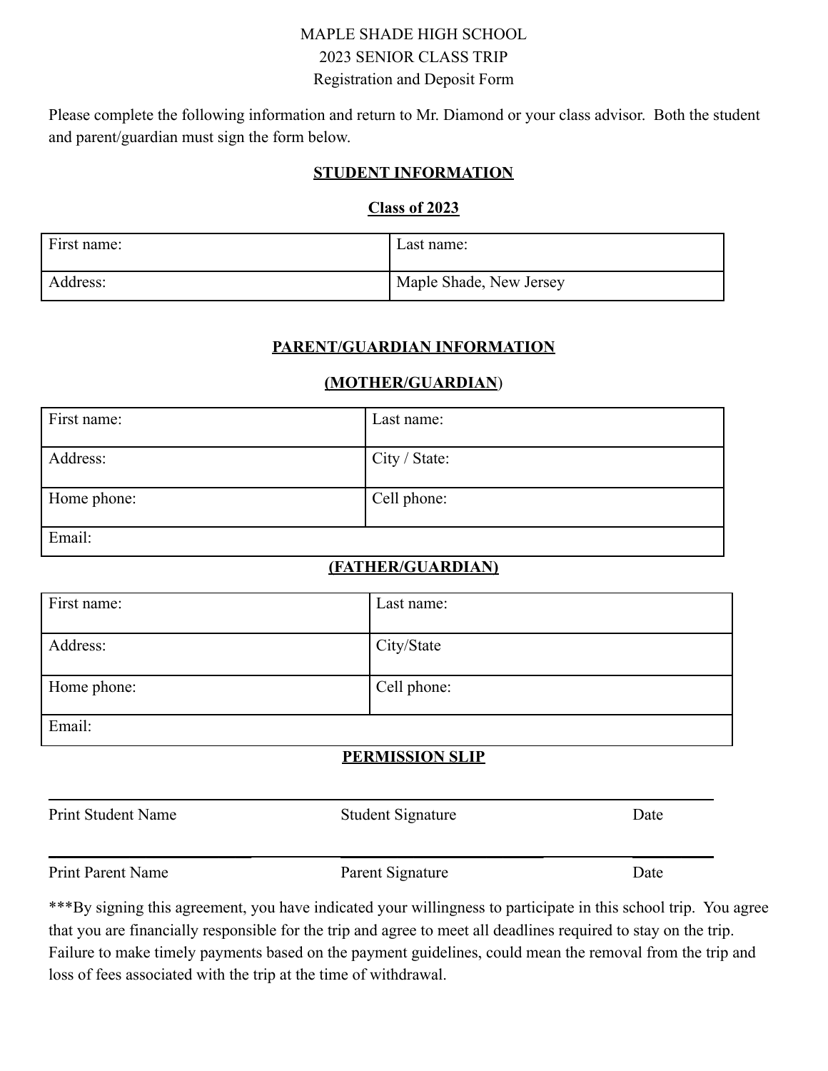MAPLE SHADE HIGH SCHOOL

2023 SENIOR CLASS TRIP

Registration and Deposit Form

Please complete the following information and return to Mr. Diamond or your class advisor. Both the student and parent/guardian must sign the form below.

**STUDENT INFORMATION**

**Class of 2023**

| First name: | Last name: |
|---|---|
| Address: | Maple Shade, New Jersey |

**PARENT/GUARDIAN INFORMATION**

**(MOTHER/GUARDIAN)**

| First name: | Last name: |
|---|---|
| Address: | City / State: |
| Home phone: | Cell phone: |
| Email: | |

**(FATHER/GUARDIAN)**

| First name: | Last name: |
|---|---|
| Address: | City/State |
| Home phone: | Cell phone: |
| Email: | |

**PERMISSION SLIP**

| Print Student Name | Student Signature | Date |
|---|---|---|
| | | |

| Print Parent Name | Parent Signature | Date |
|---|---|---|
| | | |

***By signing this agreement, you have indicated your willingness to participate in this school trip. You agree that you are financially responsible for the trip and agree to meet all deadlines required to stay on the trip. Failure to make timely payments based on the payment guidelines, could mean the removal from the trip and loss of fees associated with the trip at the time of withdrawal.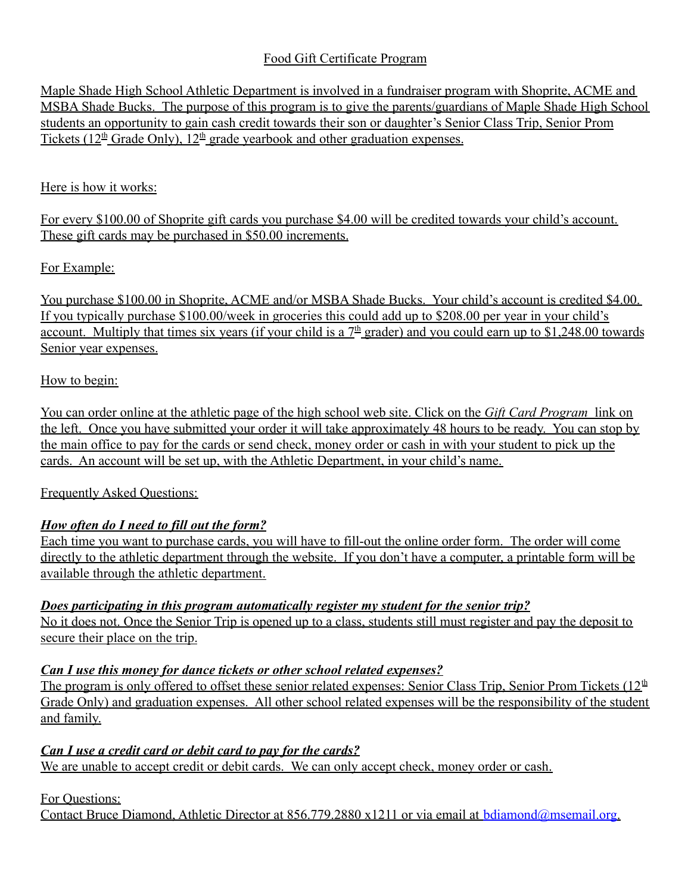# Food Gift Certificate Program

Maple Shade High School Athletic Department is involved in a fundraiser program with Shoprite, ACME and MSBA Shade Bucks. The purpose of this program is to give the parents/guardians of Maple Shade High School students an opportunity to gain cash credit towards their son or daughter's Senior Class Trip, Senior Prom Tickets (12th Grade Only), 12th grade yearbook and other graduation expenses.

Here is how it works:

For every $100.00 of Shoprite gift cards you purchase $4.00 will be credited towards your child's account. These gift cards may be purchased in $50.00 increments.

For Example:

You purchase $100.00 in Shoprite, ACME and/or MSBA Shade Bucks. Your child's account is credited $4.00. If you typically purchase $100.00/week in groceries this could add up to $208.00 per year in your child's account. Multiply that times six years (if your child is a 7th grader) and you could earn up to $1,248.00 towards Senior year expenses.

How to begin:

You can order online at the athletic page of the high school web site. Click on the *Gift Card Program* link on the left. Once you have submitted your order it will take approximately 48 hours to be ready. You can stop by the main office to pay for the cards or send check, money order or cash in with your student to pick up the cards. An account will be set up, with the Athletic Department, in your child's name.

Frequently Asked Questions:

***How often do I need to fill out the form?***
Each time you want to purchase cards, you will have to fill-out the online order form. The order will come directly to the athletic department through the website. If you don't have a computer, a printable form will be available through the athletic department.

***Does participating in this program automatically register my student for the senior trip?***
No it does not. Once the Senior Trip is opened up to a class, students still must register and pay the deposit to secure their place on the trip.

***Can I use this money for dance tickets or other school related expenses?***
The program is only offered to offset these senior related expenses: Senior Class Trip, Senior Prom Tickets (12th Grade Only) and graduation expenses. All other school related expenses will be the responsibility of the student and family.

***Can I use a credit card or debit card to pay for the cards?***
We are unable to accept credit or debit cards. We can only accept check, money order or cash.

For Questions:
Contact Bruce Diamond, Athletic Director at 856.779.2880 x1211 or via email at bdiamond@msemail.org.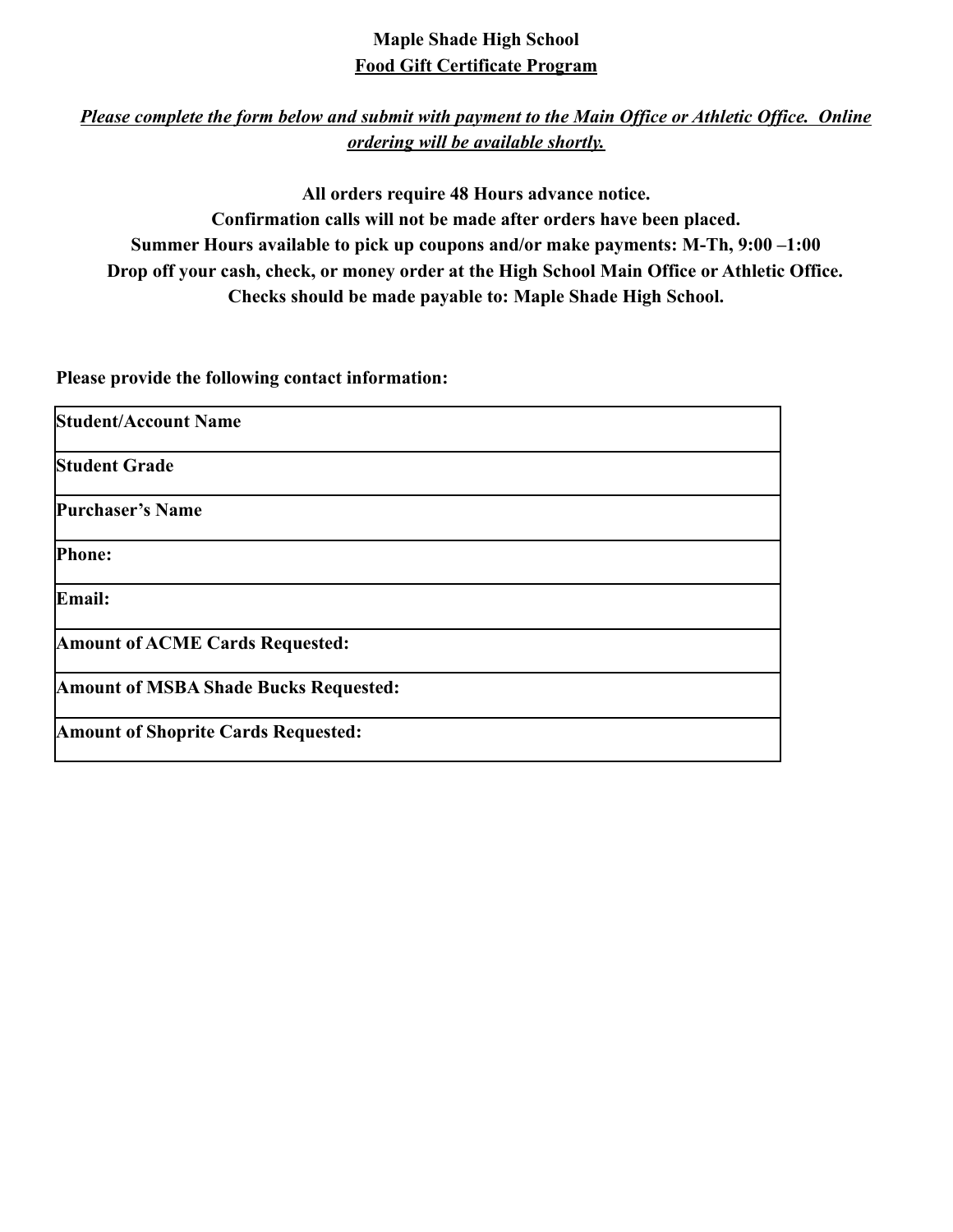**Maple Shade High School**

**Food Gift Certificate Program**

***Please complete the form below and submit with payment to the Main Office or Athletic Office. Online ordering will be available shortly.***

**All orders require 48 Hours advance notice.**
**Confirmation calls will not be made after orders have been placed.**
**Summer Hours available to pick up coupons and/or make payments: M-Th, 9:00 –1:00**
**Drop off your cash, check, or money order at the High School Main Office or Athletic Office.**
**Checks should be made payable to: Maple Shade High School.**

**Please provide the following contact information:**

| | |
|---|---|
| **Student/Account Name** | |
| **Student Grade** | |
| **Purchaser's Name** | |
| **Phone:** | |
| **Email:** | |
| **Amount of ACME Cards Requested:** | |
| **Amount of MSBA Shade Bucks Requested:** | |
| **Amount of Shoprite Cards Requested:** | |